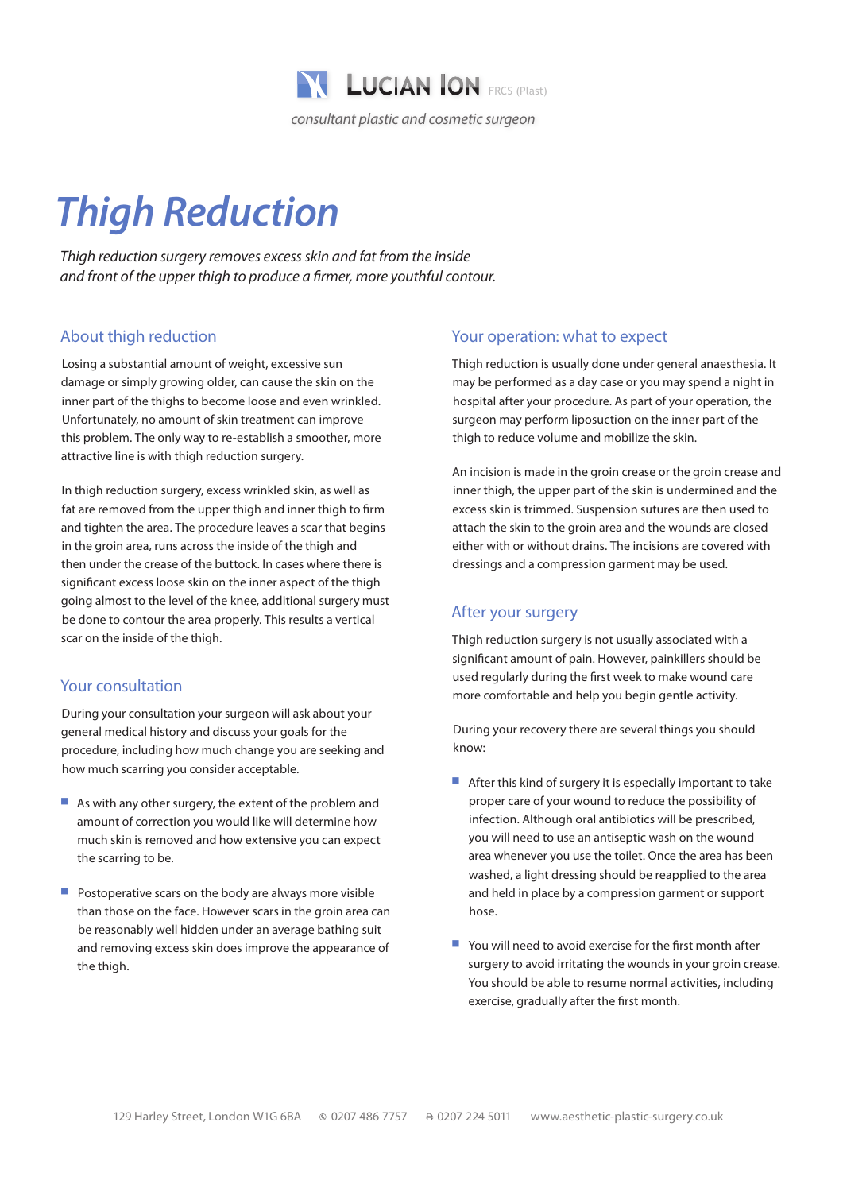LUCIAN ION FRCS (Plast)

*consultant plastic and cosmetic surgeon*

# Thigh Reduction

*Thigh reduction surgery removes excess skin and fat from the inside and front of the upper thigh to produce a firmer, more youthful contour.*

## About thigh reduction

Losing a substantial amount of weight, excessive sun damage or simply growing older, can cause the skin on the inner part of the thighs to become loose and even wrinkled. Unfortunately, no amount of skin treatment can improve this problem. The only way to re-establish a smoother, more attractive line is with thigh reduction surgery.

In thigh reduction surgery, excess wrinkled skin, as well as fat are removed from the upper thigh and inner thigh to firm and tighten the area. The procedure leaves a scar that begins in the groin area, runs across the inside of the thigh and then under the crease of the buttock. In cases where there is significant excess loose skin on the inner aspect of the thigh going almost to the level of the knee, additional surgery must be done to contour the area properly. This results a vertical scar on the inside of the thigh.

## Your consultation

During your consultation your surgeon will ask about your general medical history and discuss your goals for the procedure, including how much change you are seeking and how much scarring you consider acceptable.

- As with any other surgery, the extent of the problem and amount of correction you would like will determine how much skin is removed and how extensive you can expect the scarring to be.
- Postoperative scars on the body are always more visible than those on the face. However scars in the groin area can be reasonably well hidden under an average bathing suit and removing excess skin does improve the appearance of the thigh.

## Your operation: what to expect

Thigh reduction is usually done under general anaesthesia. It may be performed as a day case or you may spend a night in hospital after your procedure. As part of your operation, the surgeon may perform liposuction on the inner part of the thigh to reduce volume and mobilize the skin.

An incision is made in the groin crease or the groin crease and inner thigh, the upper part of the skin is undermined and the excess skin is trimmed. Suspension sutures are then used to attach the skin to the groin area and the wounds are closed either with or without drains. The incisions are covered with dressings and a compression garment may be used.

## After your surgery

Thigh reduction surgery is not usually associated with a significant amount of pain. However, painkillers should be used regularly during the first week to make wound care more comfortable and help you begin gentle activity.

During your recovery there are several things you should know:

- After this kind of surgery it is especially important to take proper care of your wound to reduce the possibility of infection. Although oral antibiotics will be prescribed, you will need to use an antiseptic wash on the wound area whenever you use the toilet. Once the area has been washed, a light dressing should be reapplied to the area and held in place by a compression garment or support hose.
- You will need to avoid exercise for the first month after surgery to avoid irritating the wounds in your groin crease. You should be able to resume normal activities, including exercise, gradually after the first month.

129 Harley Street, London W1G 6BA 0207 486 7757 0207 224 5011 www.aesthetic-plastic-surgery.co.uk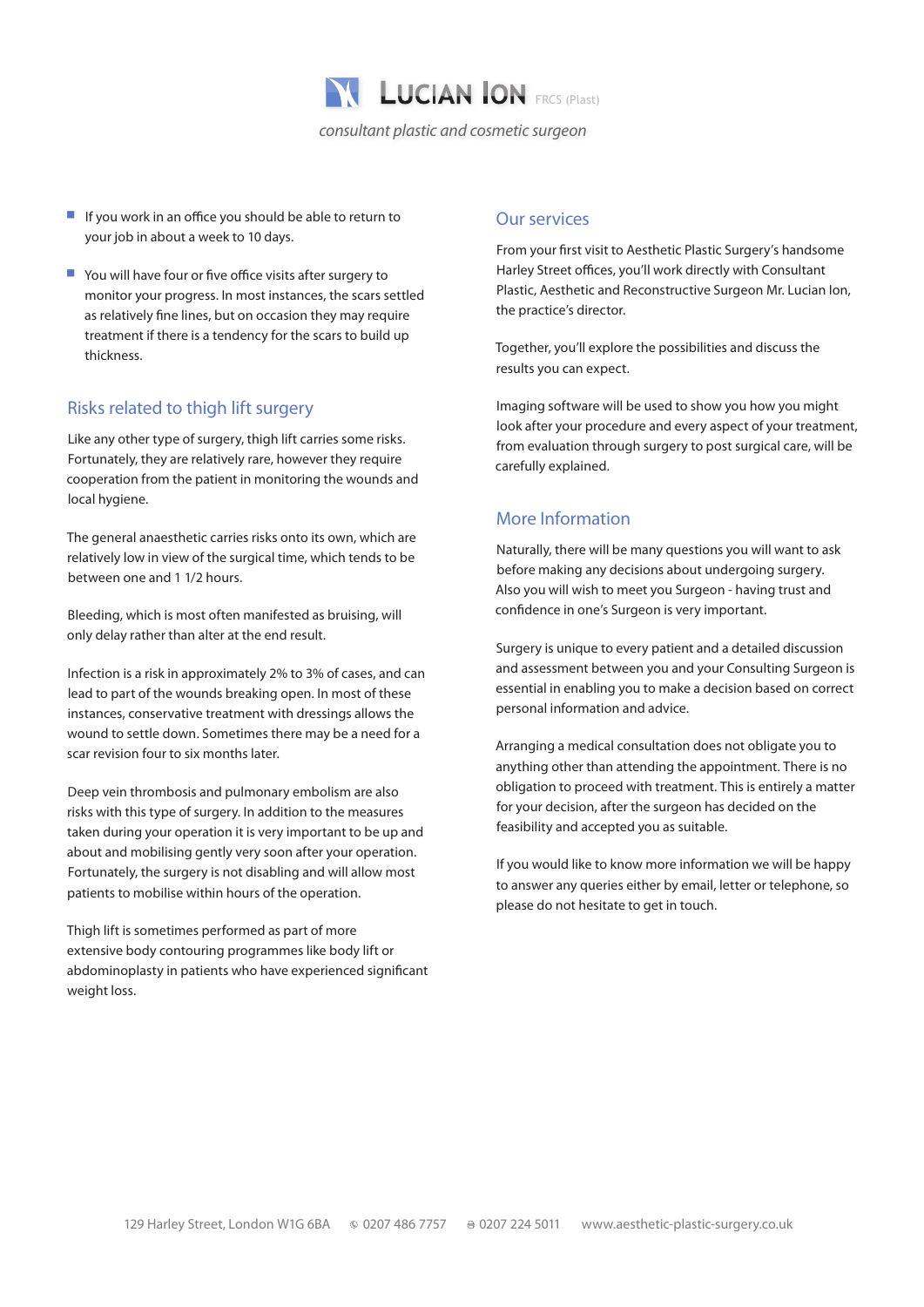- If you work in an office you should be able to return to your job in about a week to 10 days.
- You will have four or five office visits after surgery to monitor your progress. In most instances, the scars settled as relatively fine lines, but on occasion they may require treatment if there is a tendency for the scars to build up thickness.

## Risks related to thigh lift surgery

Like any other type of surgery, thigh lift carries some risks. Fortunately, they are relatively rare, however they require cooperation from the patient in monitoring the wounds and local hygiene.

The general anaesthetic carries risks onto its own, which are relatively low in view of the surgical time, which tends to be between one and 1 1/2 hours.

Bleeding, which is most often manifested as bruising, will only delay rather than alter at the end result.

Infection is a risk in approximately 2% to 3% of cases, and can lead to part of the wounds breaking open. In most of these instances, conservative treatment with dressings allows the wound to settle down. Sometimes there may be a need for a scar revision four to six months later.

Deep vein thrombosis and pulmonary embolism are also risks with this type of surgery. In addition to the measures taken during your operation it is very important to be up and about and mobilising gently very soon after your operation. Fortunately, the surgery is not disabling and will allow most patients to mobilise within hours of the operation.

Thigh lift is sometimes performed as part of more extensive body contouring programmes like body lift or abdominoplasty in patients who have experienced significant weight loss.

## Our services

From your first visit to Aesthetic Plastic Surgery's handsome Harley Street offices, you'll work directly with Consultant Plastic, Aesthetic and Reconstructive Surgeon Mr. Lucian Ion, the practice's director.

Together, you'll explore the possibilities and discuss the results you can expect.

Imaging software will be used to show you how you might look after your procedure and every aspect of your treatment, from evaluation through surgery to post surgical care, will be carefully explained.

## More Information

Naturally, there will be many questions you will want to ask before making any decisions about undergoing surgery. Also you will wish to meet you Surgeon - having trust and confidence in one's Surgeon is very important.

Surgery is unique to every patient and a detailed discussion and assessment between you and your Consulting Surgeon is essential in enabling you to make a decision based on correct personal information and advice.

Arranging a medical consultation does not obligate you to anything other than attending the appointment. There is no obligation to proceed with treatment. This is entirely a matter for your decision, after the surgeon has decided on the feasibility and accepted you as suitable.

If you would like to know more information we will be happy to answer any queries either by email, letter or telephone, so please do not hesitate to get in touch.